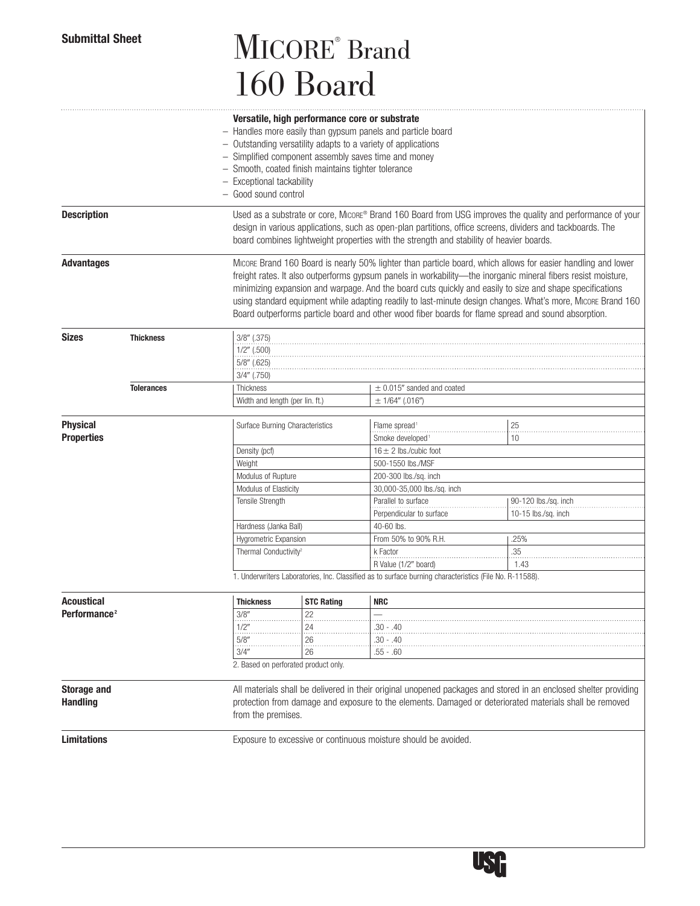**Submittal Sheet**

# MICORE® Brand 160 Board

**Versatile, high performance core or substrate**

- Handles more easily than gypsum panels and particle board
- Outstanding versatility adapts to a variety of applications
- Simplified component assembly saves time and money
- Smooth, coated finish maintains tighter tolerance
- Exceptional tackability
- Good sound control

## Description

Used as a substrate or core, MICORE® Brand 160 Board from USG improves the quality and performance of your design in various applications, such as open-plan partitions, office screens, dividers and tackboards. The board combines lightweight properties with the strength and stability of heavier boards.

## Advantages

MICORE Brand 160 Board is nearly 50% lighter than particle board, which allows for easier handling and lower freight rates. It also outperforms gypsum panels in workability—the inorganic mineral fibers resist moisture, minimizing expansion and warpage. And the board cuts quickly and easily to size and shape specifications using standard equipment while adapting readily to last-minute design changes. What's more, MICORE Brand 160 Board outperforms particle board and other wood fiber boards for flame spread and sound absorption.

## Sizes

**Thickness**

- 3/8″ (.375)
- 1/2″ (.500)
- 5/8″ (.625)
- 3/4″ (.750)

**Tolerances**

| | |
|---|---|
| Thickness | ± 0.015″ sanded and coated |
| Width and length (per lin. ft.) | ± 1/64″ (.016″) |

## Physical Properties

| | | |
|---|---|---|
| Surface Burning Characteristics | Flame spread[1] | 25 |
| | Smoke developed[1] | 10 |
| Density (pcf) | 16 ± 2 lbs./cubic foot | |
| Weight | 500-1550 lbs./MSF | |
| Modulus of Rupture | 200-300 lbs./sq. inch | |
| Modulus of Elasticity | 30,000-35,000 lbs./sq. inch | |
| Tensile Strength | Parallel to surface | 90-120 lbs./sq. inch |
| | Perpendicular to surface | 10-15 lbs./sq. inch |
| Hardness (Janka Ball) | 40-60 lbs. | |
| Hygrometric Expansion | From 50% to 90% R.H. | .25% |
| Thermal Conductivity[2] | k Factor | .35 |
| | R Value (1/2″ board) | 1.43 |

1. Underwriters Laboratories, Inc. Classified as to surface burning characteristics (File No. R-11588).

## Acoustical Performance[2]

| Thickness | STC Rating | NRC |
|---|---|---|
| 3/8″ | 22 | — |
| 1/2″ | 24 | .30 - .40 |
| 5/8″ | 26 | .30 - .40 |
| 3/4″ | 26 | .55 - .60 |

2. Based on perforated product only.

## Storage and Handling

All materials shall be delivered in their original unopened packages and stored in an enclosed shelter providing protection from damage and exposure to the elements. Damaged or deteriorated materials shall be removed from the premises.

## Limitations

Exposure to excessive or continuous moisture should be avoided.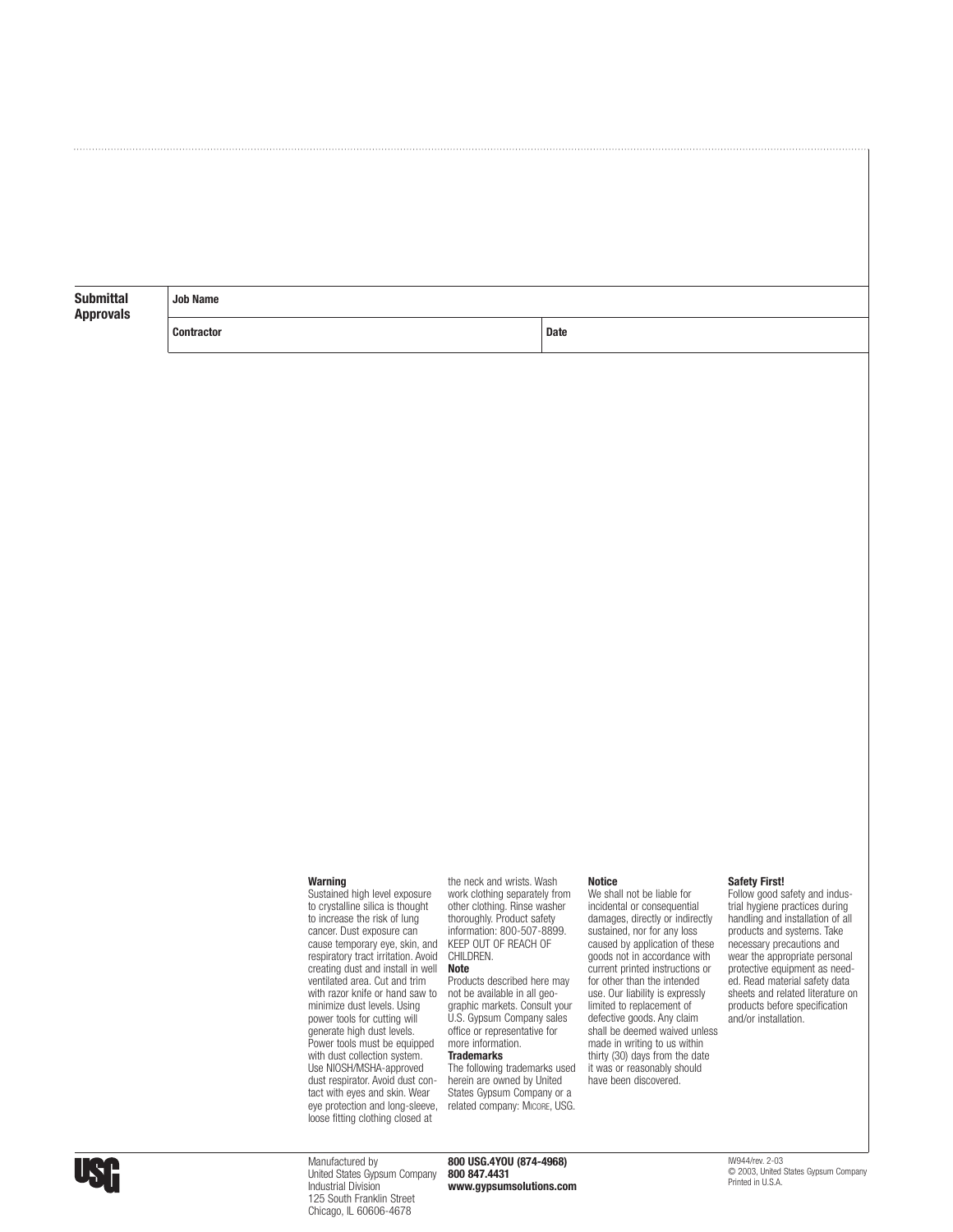**Submittal Approvals**

| Job Name | |
|---|---|
| **Contractor** | **Date** |

**Warning**
Sustained high level exposure to crystalline silica is thought to increase the risk of lung cancer. Dust exposure can cause temporary eye, skin, and respiratory tract irritation. Avoid creating dust and install in well ventilated area. Cut and trim with razor knife or hand saw to minimize dust levels. Using power tools for cutting will generate high dust levels. Power tools must be equipped with dust collection system. Use NIOSH/MSHA-approved dust respirator. Avoid dust contact with eyes and skin. Wear eye protection and long-sleeve, loose fitting clothing closed at the neck and wrists. Wash work clothing separately from other clothing. Rinse washer thoroughly. Product safety information: 800-507-8899. KEEP OUT OF REACH OF CHILDREN.

**Note**
Products described here may not be available in all geographic markets. Consult your U.S. Gypsum Company sales office or representative for more information.

**Trademarks**
The following trademarks used herein are owned by United States Gypsum Company or a related company: MICORE, USG.

**Notice**
We shall not be liable for incidental or consequential damages, directly or indirectly sustained, nor for any loss caused by application of these goods not in accordance with current printed instructions or for other than the intended use. Our liability is expressly limited to replacement of defective goods. Any claim shall be deemed waived unless made in writing to us within thirty (30) days from the date it was or reasonably should have been discovered.

**Safety First!**
Follow good safety and industrial hygiene practices during handling and installation of all products and systems. Take necessary precautions and wear the appropriate personal protective equipment as needed. Read material safety data sheets and related literature on products before specification and/or installation.

USG

Manufactured by
United States Gypsum Company
Industrial Division
125 South Franklin Street
Chicago, IL 60606-4678

**800 USG.4YOU (874-4968)**
**800 847.4431**
**www.gypsumsolutions.com**

IW944/rev. 2-03
© 2003, United States Gypsum Company
Printed in U.S.A.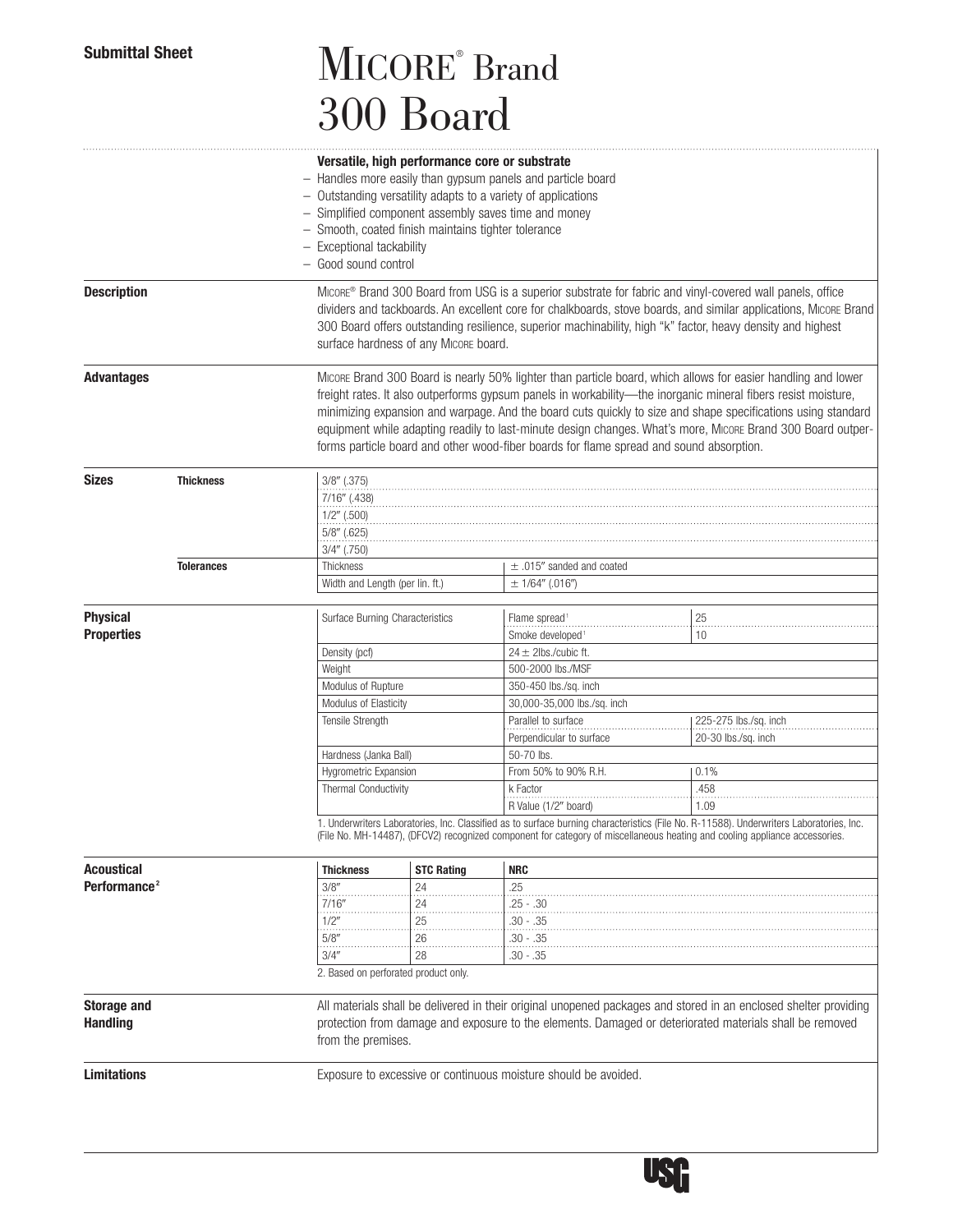**Submittal Sheet**

# MICORE® Brand 300 Board

**Versatile, high performance core or substrate**

- Handles more easily than gypsum panels and particle board
- Outstanding versatility adapts to a variety of applications
- Simplified component assembly saves time and money
- Smooth, coated finish maintains tighter tolerance
- Exceptional tackability
- Good sound control

## Description

MICORE® Brand 300 Board from USG is a superior substrate for fabric and vinyl-covered wall panels, office dividers and tackboards. An excellent core for chalkboards, stove boards, and similar applications, MICORE Brand 300 Board offers outstanding resilience, superior machinability, high "k" factor, heavy density and highest surface hardness of any MICORE board.

## Advantages

MICORE Brand 300 Board is nearly 50% lighter than particle board, which allows for easier handling and lower freight rates. It also outperforms gypsum panels in workability—the inorganic mineral fibers resist moisture, minimizing expansion and warpage. And the board cuts quickly to size and shape specifications using standard equipment while adapting readily to last-minute design changes. What's more, MICORE Brand 300 Board outperforms particle board and other wood-fiber boards for flame spread and sound absorption.

## Sizes

**Thickness**

- 3/8″ (.375)
- 7/16″ (.438)
- 1/2″ (.500)
- 5/8″ (.625)
- 3/4″ (.750)

**Tolerances**

| | |
|---|---|
| Thickness | ± .015″ sanded and coated |
| Width and Length (per lin. ft.) | ± 1/64″ (.016″) |

## Physical Properties

| Property | | |
|---|---|---|
| Surface Burning Characteristics | Flame spread[1] | 25 |
| | Smoke developed[1] | 10 |
| Density (pcf) | 24 ± 2lbs./cubic ft. | |
| Weight | 500-2000 lbs./MSF | |
| Modulus of Rupture | 350-450 lbs./sq. inch | |
| Modulus of Elasticity | 30,000-35,000 lbs./sq. inch | |
| Tensile Strength | Parallel to surface | 225-275 lbs./sq. inch |
| | Perpendicular to surface | 20-30 lbs./sq. inch |
| Hardness (Janka Ball) | 50-70 lbs. | |
| Hygrometric Expansion | From 50% to 90% R.H. | 0.1% |
| Thermal Conductivity | k Factor | .458 |
| | R Value (1/2″ board) | 1.09 |

1. Underwriters Laboratories, Inc. Classified as to surface burning characteristics (File No. R-11588). Underwriters Laboratories, Inc. (File No. MH-14487), (DFCV2) recognized component for category of miscellaneous heating and cooling appliance accessories.

## Acoustical Performance[2]

| Thickness | STC Rating | NRC |
|---|---|---|
| 3/8″ | 24 | .25 |
| 7/16″ | 24 | .25 - .30 |
| 1/2″ | 25 | .30 - .35 |
| 5/8″ | 26 | .30 - .35 |
| 3/4″ | 28 | .30 - .35 |

2. Based on perforated product only.

## Storage and Handling

All materials shall be delivered in their original unopened packages and stored in an enclosed shelter providing protection from damage and exposure to the elements. Damaged or deteriorated materials shall be removed from the premises.

## Limitations

Exposure to excessive or continuous moisture should be avoided.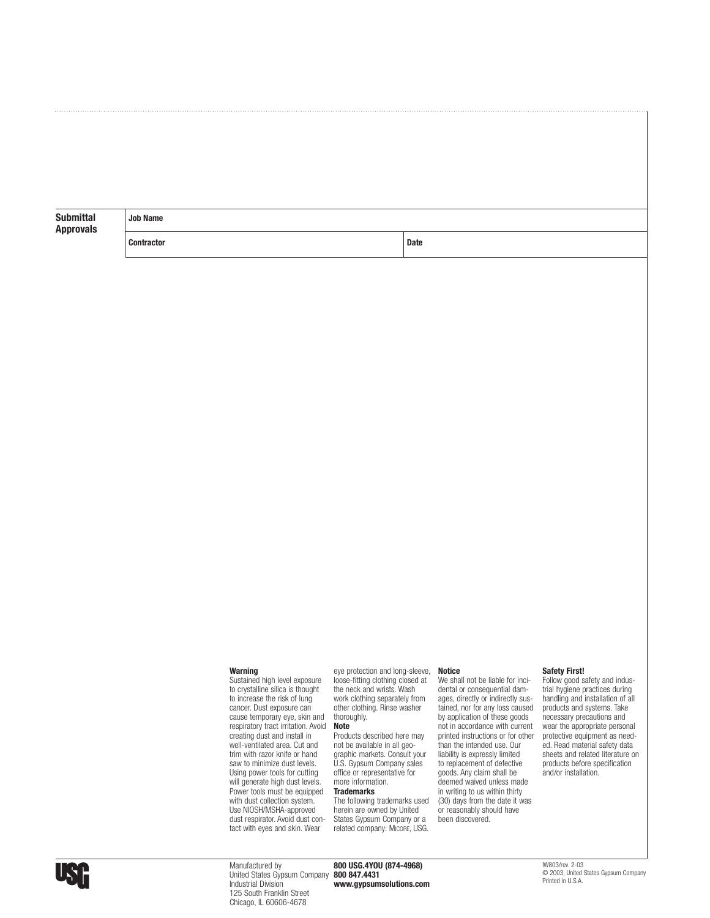**Submittal Approvals**

| Job Name | |
|---|---|
| Contractor | Date |

**Warning**
Sustained high level exposure to crystalline silica is thought to increase the risk of lung cancer. Dust exposure can cause temporary eye, skin and respiratory tract irritation. Avoid creating dust and install in well-ventilated area. Cut and trim with razor knife or hand saw to minimize dust levels. Using power tools for cutting will generate high dust levels. Power tools must be equipped with dust collection system. Use NIOSH/MSHA-approved dust respirator. Avoid dust contact with eyes and skin. Wear eye protection and long-sleeve, loose-fitting clothing closed at the neck and wrists. Wash work clothing separately from other clothing. Rinse washer thoroughly.

**Note**
Products described here may not be available in all geographic markets. Consult your U.S. Gypsum Company sales office or representative for more information.

**Trademarks**
The following trademarks used herein are owned by United States Gypsum Company or a related company: MICORE, USG.

**Notice**
We shall not be liable for incidental or consequential damages, directly or indirectly sustained, nor for any loss caused by application of these goods not in accordance with current printed instructions or for other than the intended use. Our liability is expressly limited to replacement of defective goods. Any claim shall be deemed waived unless made in writing to us within thirty (30) days from the date it was or reasonably should have been discovered.

**Safety First!**
Follow good safety and industrial hygiene practices during handling and installation of all products and systems. Take necessary precautions and wear the appropriate personal protective equipment as needed. Read material safety data sheets and related literature on products before specification and/or installation.

USG

Manufactured by
United States Gypsum Company
Industrial Division
125 South Franklin Street
Chicago, IL 60606-4678

**800 USG.4YOU (874-4968)**
**800 847.4431**
**www.gypsumsolutions.com**

IW803/rev. 2-03
© 2003, United States Gypsum Company
Printed in U.S.A.